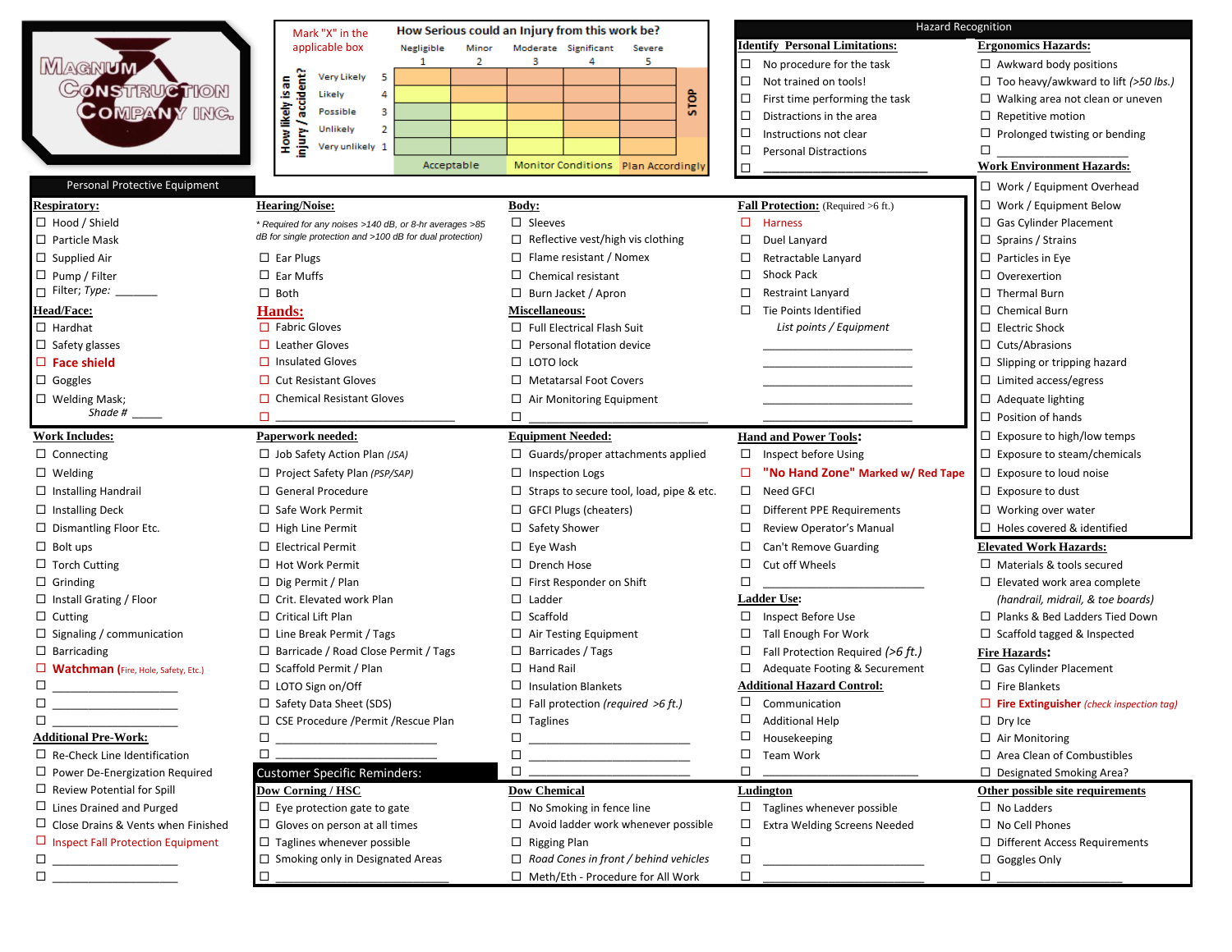# Magnum Construction Company Inc.

Mark "X" in the applicable box

| How likely is an injury / accident? | | How Serious could an Injury from this work be? | | | | | |
|---|---|---|---|---|---|---|---|
| | | Negligible 1 | Minor 2 | Moderate 3 | Significant 4 | Severe 5 | |
| Very Likely | 5 | | | | | | STOP |
| Likely | 4 | | | | | | |
| Possible | 3 | | | | | | |
| Unlikely | 2 | | | | | | |
| Very unlikely | 1 | | | | | | |
| | | Acceptable | | Monitor Conditions | | Plan Accordingly | |

## Hazard Recognition

**Identify Personal Limitations:**
- ☐ No procedure for the task
- ☐ Not trained on tools!
- ☐ First time performing the task
- ☐ Distractions in the area
- ☐ Instructions not clear
- ☐ Personal Distractions
- ☐ ______________________________

**Ergonomics Hazards:**
- ☐ Awkward body positions
- ☐ Too heavy/awkward to lift *(>50 lbs.)*
- ☐ Walking area not clean or uneven
- ☐ Repetitive motion
- ☐ Prolonged twisting or bending
- ☐ ______________________

**Work Environment Hazards:**
- ☐ Work / Equipment Overhead
- ☐ Work / Equipment Below
- ☐ Gas Cylinder Placement
- ☐ Sprains / Strains
- ☐ Particles in Eye
- ☐ Overexertion
- ☐ Thermal Burn
- ☐ Chemical Burn
- ☐ Electric Shock
- ☐ Cuts/Abrasions
- ☐ Slipping or tripping hazard
- ☐ Limited access/egress
- ☐ Adequate lighting
- ☐ Position of hands
- ☐ Exposure to high/low temps
- ☐ Exposure to steam/chemicals
- ☐ Exposure to loud noise
- ☐ Exposure to dust
- ☐ Working over water
- ☐ Holes covered & identified

**Elevated Work Hazards:**
- ☐ Materials & tools secured
- ☐ Elevated work area complete *(handrail, midrail, & toe boards)*
- ☐ Planks & Bed Ladders Tied Down
- ☐ Scaffold tagged & Inspected

**Fire Hazards:**
- ☐ Gas Cylinder Placement
- ☐ Fire Blankets
- ☐ **Fire Extinguisher** *(check inspection tag)*
- ☐ Dry Ice
- ☐ Air Monitoring
- ☐ Area Clean of Combustibles
- ☐ Designated Smoking Area?

## Personal Protective Equipment

**Respiratory:**
- ☐ Hood / Shield
- ☐ Particle Mask
- ☐ Supplied Air
- ☐ Pump / Filter
- ☐ Filter; *Type:* _______

**Head/Face:**
- ☐ Hardhat
- ☐ Safety glasses
- ☐ **Face shield**
- ☐ Goggles
- ☐ Welding Mask; *Shade #* _____

**Hearing/Noise:**

*\* Required for any noises >140 dB, or 8-hr averages >85 dB for single protection and >100 dB for dual protection)*
- ☐ Ear Plugs
- ☐ Ear Muffs
- ☐ Both

**Hands:**
- ☐ Fabric Gloves
- ☐ Leather Gloves
- ☐ Insulated Gloves
- ☐ Cut Resistant Gloves
- ☐ Chemical Resistant Gloves
- ☐ ______________________

**Body:**
- ☐ Sleeves
- ☐ Reflective vest/high vis clothing
- ☐ Flame resistant / Nomex
- ☐ Chemical resistant
- ☐ Burn Jacket / Apron

**Miscellaneous:**
- ☐ Full Electrical Flash Suit
- ☐ Personal flotation device
- ☐ LOTO lock
- ☐ Metatarsal Foot Covers
- ☐ Air Monitoring Equipment
- ☐ ______________________

**Fall Protection:** (Required >6 ft.)
- ☐ Harness
- ☐ Duel Lanyard
- ☐ Retractable Lanyard
- ☐ Shock Pack
- ☐ Restraint Lanyard
- ☐ Tie Points Identified

*List points / Equipment*

______________________
______________________
______________________
______________________
______________________

**Work Includes:**
- ☐ Connecting
- ☐ Welding
- ☐ Installing Handrail
- ☐ Installing Deck
- ☐ Dismantling Floor Etc.
- ☐ Bolt ups
- ☐ Torch Cutting
- ☐ Grinding
- ☐ Install Grating / Floor
- ☐ Cutting
- ☐ Signaling / communication
- ☐ Barricading
- ☐ **Watchman** (Fire, Hole, Safety, Etc.)
- ☐ ______________________
- ☐ ______________________
- ☐ ______________________

**Additional Pre-Work:**
- ☐ Re-Check Line Identification
- ☐ Power De-Energization Required
- ☐ Review Potential for Spill
- ☐ Lines Drained and Purged
- ☐ Close Drains & Vents when Finished
- ☐ Inspect Fall Protection Equipment
- ☐ ______________________
- ☐ ______________________

**Paperwork needed:**
- ☐ Job Safety Action Plan *(JSA)*
- ☐ Project Safety Plan *(PSP/SAP)*
- ☐ General Procedure
- ☐ Safe Work Permit
- ☐ High Line Permit
- ☐ Electrical Permit
- ☐ Hot Work Permit
- ☐ Dig Permit / Plan
- ☐ Crit. Elevated work Plan
- ☐ Critical Lift Plan
- ☐ Line Break Permit / Tags
- ☐ Barricade / Road Close Permit / Tags
- ☐ Scaffold Permit / Plan
- ☐ LOTO Sign on/Off
- ☐ Safety Data Sheet (SDS)
- ☐ CSE Procedure /Permit /Rescue Plan
- ☐ ______________________
- ☐ ______________________

**Equipment Needed:**
- ☐ Guards/proper attachments applied
- ☐ Inspection Logs
- ☐ Straps to secure tool, load, pipe & etc.
- ☐ GFCI Plugs (cheaters)
- ☐ Safety Shower
- ☐ Eye Wash
- ☐ Drench Hose
- ☐ First Responder on Shift
- ☐ Ladder
- ☐ Scaffold
- ☐ Air Testing Equipment
- ☐ Barricades / Tags
- ☐ Hand Rail
- ☐ Insulation Blankets
- ☐ Fall protection *(required >6 ft.)*
- ☐ Taglines
- ☐ ______________________
- ☐ ______________________
- ☐ ______________________

**Hand and Power Tools:**
- ☐ Inspect before Using
- ☐ **"No Hand Zone" Marked w/ Red Tape**
- ☐ Need GFCI
- ☐ Different PPE Requirements
- ☐ Review Operator's Manual
- ☐ Can't Remove Guarding
- ☐ Cut off Wheels
- ☐ ______________________

**Ladder Use:**
- ☐ Inspect Before Use
- ☐ Tall Enough For Work
- ☐ Fall Protection Required *(>6 ft.)*
- ☐ Adequate Footing & Securement

**Additional Hazard Control:**
- ☐ Communication
- ☐ Additional Help
- ☐ Housekeeping
- ☐ Team Work
- ☐ ______________________

## Customer Specific Reminders:

**Dow Corning / HSC**
- ☐ Eye protection gate to gate
- ☐ Gloves on person at all times
- ☐ Taglines whenever possible
- ☐ Smoking only in Designated Areas
- ☐ ______________________

**Dow Chemical**
- ☐ No Smoking in fence line
- ☐ Avoid ladder work whenever possible
- ☐ Rigging Plan
- ☐ *Road Cones in front / behind vehicles*
- ☐ Meth/Eth - Procedure for All Work

**Ludington**
- ☐ Taglines whenever possible
- ☐ Extra Welding Screens Needed
- ☐
- ☐ ______________________
- ☐ ______________________

**Other possible site requirements**
- ☐ No Ladders
- ☐ No Cell Phones
- ☐ Different Access Requirements
- ☐ Goggles Only
- ☐ ______________________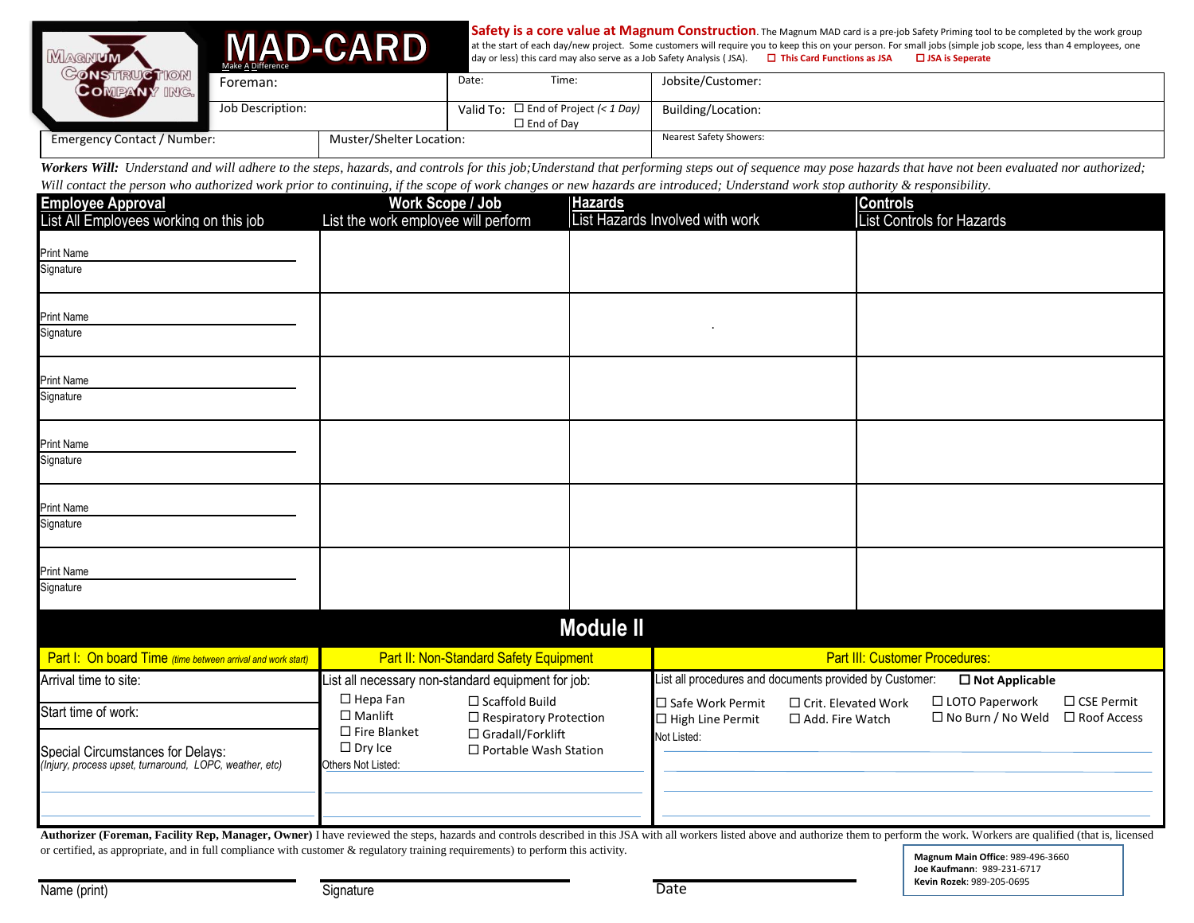MAGNUM CONSTRUCTION COMPANY INC.

# MAD-CARD

Make A Difference

**Safety is a core value at Magnum Construction**. The Magnum MAD card is a pre-job Safety Priming tool to be completed by the work group at the start of each day/new project. Some customers will require you to keep this on your person. For small jobs (simple job scope, less than 4 employees, one day or less) this card may also serve as a Job Safety Analysis ( JSA). ☐ This Card Functions as JSA ☐ JSA is Seperate

| Foreman: | Date: Time: | Jobsite/Customer: |
|---|---|---|
| Job Description: | Valid To: ☐ End of Project (< 1 Day) ☐ End of Day | Building/Location: |
| Emergency Contact / Number: | Muster/Shelter Location: | Nearest Safety Showers: |

***Workers Will:*** *Understand and will adhere to the steps, hazards, and controls for this job;Understand that performing steps out of sequence may pose hazards that have not been evaluated nor authorized; Will contact the person who authorized work prior to continuing, if the scope of work changes or new hazards are introduced; Understand work stop authority & responsibility.*

| **Employee Approval** List All Employees working on this job | **Work Scope / Job** List the work employee will perform | **Hazards** List Hazards Involved with work | **Controls** List Controls for Hazards |
|---|---|---|---|
| Print Name<br>Signature | | | |
| Print Name<br>Signature | | | |
| Print Name<br>Signature | | | |
| Print Name<br>Signature | | | |
| Print Name<br>Signature | | | |
| Print Name<br>Signature | | | |

## Module II

| Part I: On board Time *(time between arrival and work start)* | Part II: Non-Standard Safety Equipment | Part III: Customer Procedures: |
|---|---|---|
| Arrival time to site: | List all necessary non-standard equipment for job: | List all procedures and documents provided by Customer: ☐ **Not Applicable** |
| Start time of work: | ☐ Hepa Fan ☐ Scaffold Build<br>☐ Manlift ☐ Respiratory Protection<br>☐ Fire Blanket ☐ Gradall/Forklift<br>☐ Dry Ice ☐ Portable Wash Station | ☐ Safe Work Permit ☐ Crit. Elevated Work ☐ LOTO Paperwork ☐ CSE Permit<br>☐ High Line Permit ☐ Add. Fire Watch ☐ No Burn / No Weld ☐ Roof Access |
| Special Circumstances for Delays:<br>*(Injury, process upset, turnaround, LOPC, weather, etc)* | Others Not Listed: | Not Listed: |

**Authorizer (Foreman, Facility Rep, Manager, Owner)** I have reviewed the steps, hazards and controls described in this JSA with all workers listed above and authorize them to perform the work. Workers are qualified (that is, licensed or certified, as appropriate, and in full compliance with customer & regulatory training requirements) to perform this activity.

Name (print) Signature Date

**Magnum Main Office**: 989-496-3660
**Joe Kaufmann**: 989-231-6717
**Kevin Rozek**: 989-205-0695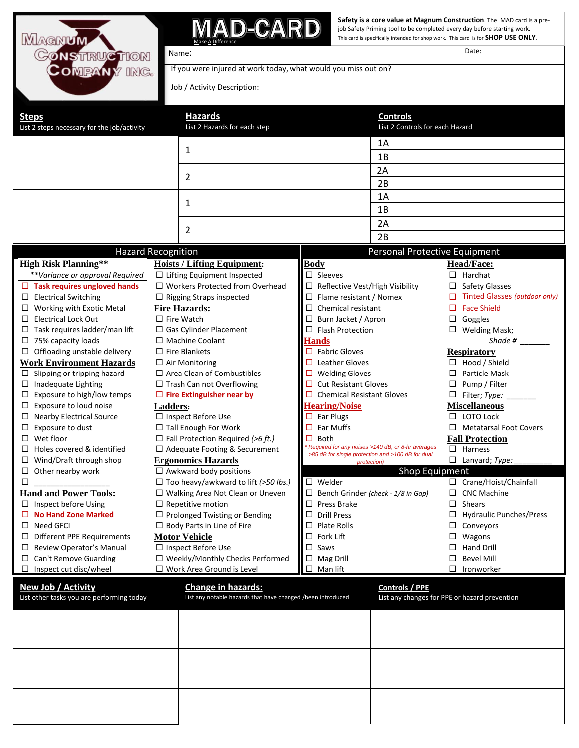# MAD-CARD

Make A Difference

**Safety is a core value at Magnum Construction**. The MAD card is a pre-job Safety Priming tool to be completed every day before starting work. This card is specifically intended for shop work. This card is for **SHOP USE ONLY**.

Magnum Construction Company Inc.

| Name: | Date: |
|---|---|
| If you were injured at work today, what would you miss out on? | |
| Job / Activity Description: | |

| **Steps** List 2 steps necessary for the job/activity | **Hazards** List 2 Hazards for each step | **Controls** List 2 Controls for each Hazard |
|---|---|---|
| | 1 | 1A |
| | | 1B |
| | 2 | 2A |
| | | 2B |
| | 1 | 1A |
| | | 1B |
| | 2 | 2A |
| | | 2B |

## Hazard Recognition

**High Risk Planning****
*Variance or approval Required*
- ☐ Task requires ungloved hands
- ☐ Electrical Switching
- ☐ Working with Exotic Metal
- ☐ Electrical Lock Out
- ☐ Task requires ladder/man lift
- ☐ 75% capacity loads
- ☐ Offloading unstable delivery

**Work Environment Hazards**
- ☐ Slipping or tripping hazard
- ☐ Inadequate Lighting
- ☐ Exposure to high/low temps
- ☐ Exposure to loud noise
- ☐ Nearby Electrical Source
- ☐ Exposure to dust
- ☐ Wet floor
- ☐ Holes covered & identified
- ☐ Wind/Draft through shop
- ☐ Other nearby work
- ☐ _______________

**Hand and Power Tools:**
- ☐ Inspect before Using
- ☐ No Hand Zone Marked
- ☐ Need GFCI
- ☐ Different PPE Requirements
- ☐ Review Operator's Manual
- ☐ Can't Remove Guarding
- ☐ Inspect cut disc/wheel

**Hoists / Lifting Equipment:**
- ☐ Lifting Equipment Inspected
- ☐ Workers Protected from Overhead
- ☐ Rigging Straps inspected

**Fire Hazards:**
- ☐ Fire Watch
- ☐ Gas Cylinder Placement
- ☐ Machine Coolant
- ☐ Fire Blankets
- ☐ Air Monitoring
- ☐ Area Clean of Combustibles
- ☐ Trash Can not Overflowing
- ☐ **Fire Extinguisher near by**

**Ladders:**
- ☐ Inspect Before Use
- ☐ Tall Enough For Work
- ☐ Fall Protection Required *(>6 ft.)*
- ☐ Adequate Footing & Securement

**Ergonomics Hazards**
- ☐ Awkward body positions
- ☐ Too heavy/awkward to lift *(>50 lbs.)*
- ☐ Walking Area Not Clean or Uneven
- ☐ Repetitive motion
- ☐ Prolonged Twisting or Bending
- ☐ Body Parts in Line of Fire

**Motor Vehicle**
- ☐ Inspect Before Use
- ☐ Weekly/Monthly Checks Performed
- ☐ Work Area Ground is Level

## Personal Protective Equipment

**Body**
- ☐ Sleeves
- ☐ Reflective Vest/High Visibility
- ☐ Flame resistant / Nomex
- ☐ Chemical resistant
- ☐ Burn Jacket / Apron
- ☐ Flash Protection

**Hands**
- ☐ Fabric Gloves
- ☐ Leather Gloves
- ☐ Welding Gloves
- ☐ Cut Resistant Gloves
- ☐ Chemical Resistant Gloves

**Hearing/Noise**
- ☐ Ear Plugs
- ☐ Ear Muffs
- ☐ Both

*\* Required for any noises >140 dB, or 8-hr averages >85 dB for single protection and >100 dB for dual protection)*

**Head/Face:**
- ☐ Hardhat
- ☐ Safety Glasses
- ☐ Tinted Glasses *(outdoor only)*
- ☐ Face Shield
- ☐ Goggles
- ☐ Welding Mask; *Shade # _______*

**Respiratory**
- ☐ Hood / Shield
- ☐ Particle Mask
- ☐ Pump / Filter
- ☐ Filter; *Type: _______*

**Miscellaneous**
- ☐ LOTO Lock
- ☐ Metatarsal Foot Covers

**Fall Protection**
- ☐ Harness
- ☐ Lanyard; *Type: _________*

## Shop Equipment

- ☐ Welder
- ☐ Bench Grinder *(check - 1/8 in Gap)*
- ☐ Press Brake
- ☐ Drill Press
- ☐ Plate Rolls
- ☐ Fork Lift
- ☐ Saws
- ☐ Mag Drill
- ☐ Man lift
- ☐ Crane/Hoist/Chainfall
- ☐ CNC Machine
- ☐ Shears
- ☐ Hydraulic Punches/Press
- ☐ Conveyors
- ☐ Wagons
- ☐ Hand Drill
- ☐ Bevel Mill
- ☐ Ironworker

| **New Job / Activity** List other tasks you are performing today | **Change in hazards:** List any notable hazards that have changed /been introduced | **Controls / PPE** List any changes for PPE or hazard prevention |
|---|---|---|
| | | |
| | | |
| | | |